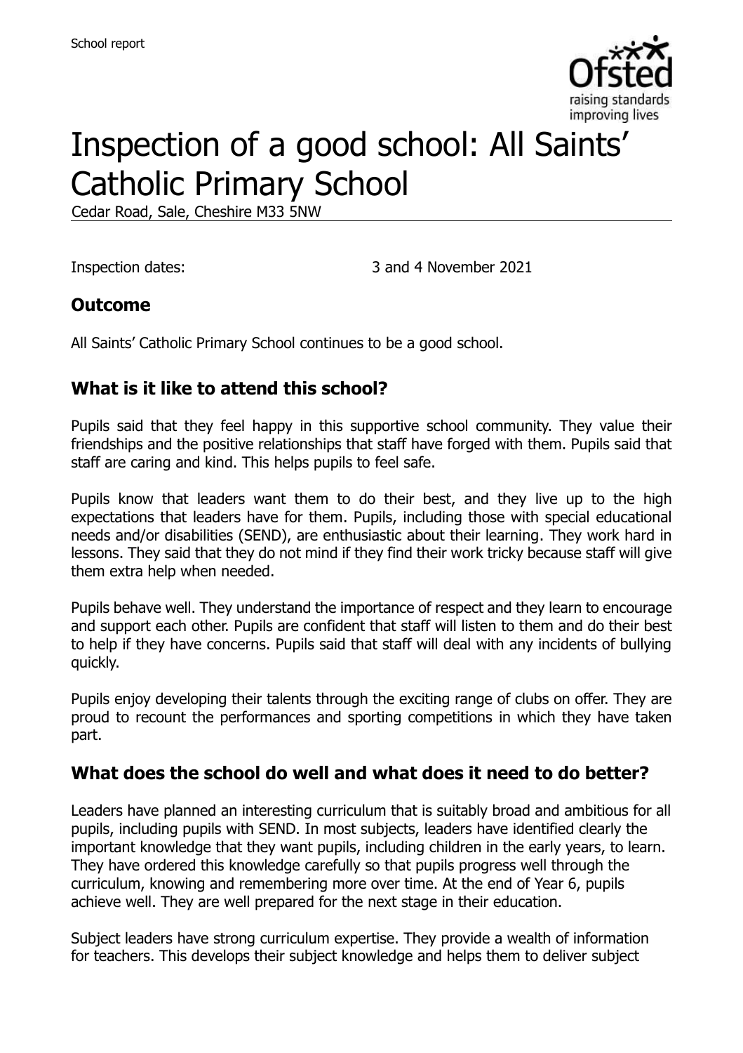School report

# Inspection of a good school: All Saints' Catholic Primary School

Cedar Road, Sale, Cheshire M33 5NW

Inspection dates: 3 and 4 November 2021

## Outcome

All Saints' Catholic Primary School continues to be a good school.

## What is it like to attend this school?

Pupils said that they feel happy in this supportive school community. They value their friendships and the positive relationships that staff have forged with them. Pupils said that staff are caring and kind. This helps pupils to feel safe.

Pupils know that leaders want them to do their best, and they live up to the high expectations that leaders have for them. Pupils, including those with special educational needs and/or disabilities (SEND), are enthusiastic about their learning. They work hard in lessons. They said that they do not mind if they find their work tricky because staff will give them extra help when needed.

Pupils behave well. They understand the importance of respect and they learn to encourage and support each other. Pupils are confident that staff will listen to them and do their best to help if they have concerns. Pupils said that staff will deal with any incidents of bullying quickly.

Pupils enjoy developing their talents through the exciting range of clubs on offer. They are proud to recount the performances and sporting competitions in which they have taken part.

## What does the school do well and what does it need to do better?

Leaders have planned an interesting curriculum that is suitably broad and ambitious for all pupils, including pupils with SEND. In most subjects, leaders have identified clearly the important knowledge that they want pupils, including children in the early years, to learn. They have ordered this knowledge carefully so that pupils progress well through the curriculum, knowing and remembering more over time. At the end of Year 6, pupils achieve well. They are well prepared for the next stage in their education.

Subject leaders have strong curriculum expertise. They provide a wealth of information for teachers. This develops their subject knowledge and helps them to deliver subject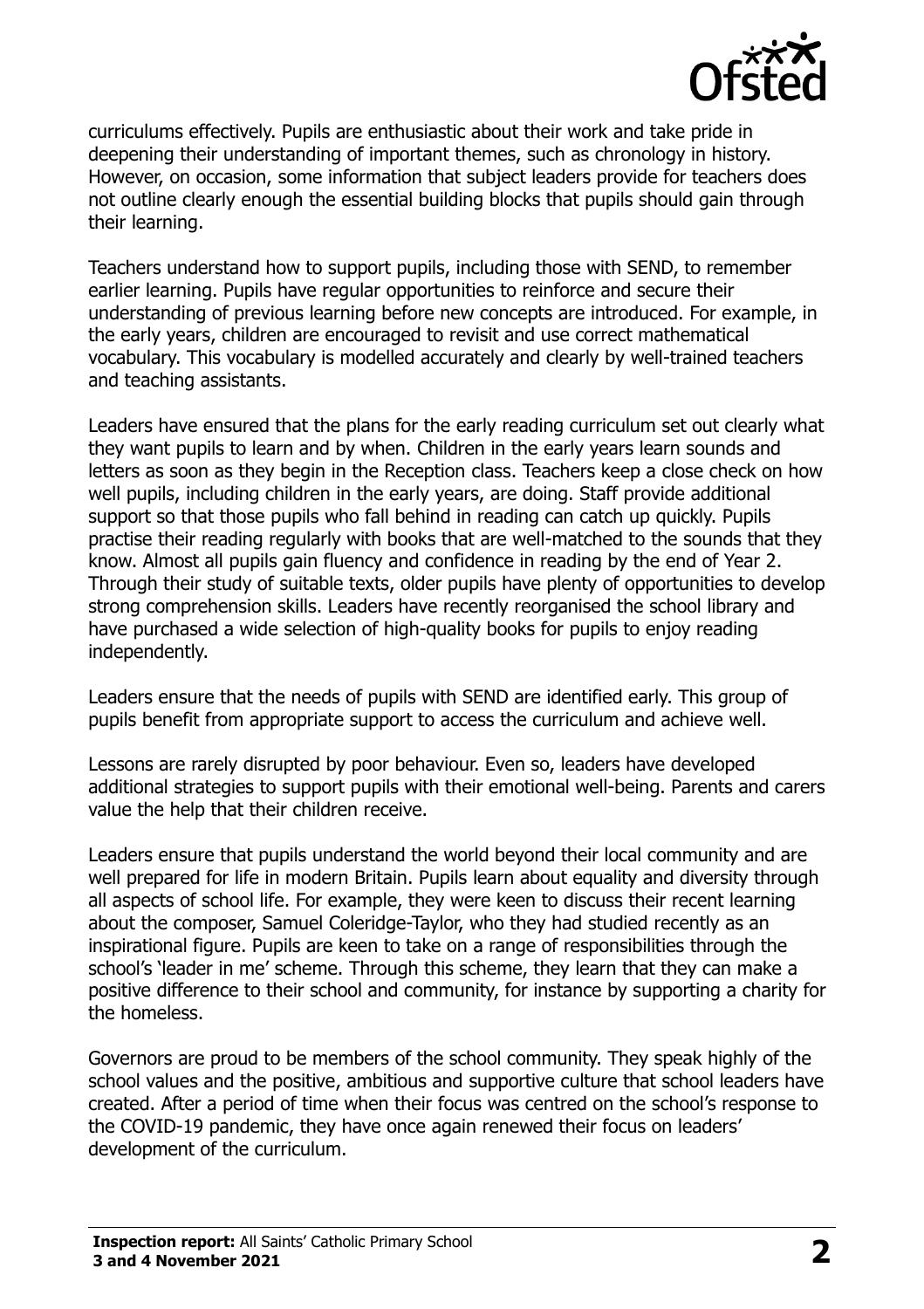curriculums effectively. Pupils are enthusiastic about their work and take pride in deepening their understanding of important themes, such as chronology in history. However, on occasion, some information that subject leaders provide for teachers does not outline clearly enough the essential building blocks that pupils should gain through their learning.

Teachers understand how to support pupils, including those with SEND, to remember earlier learning. Pupils have regular opportunities to reinforce and secure their understanding of previous learning before new concepts are introduced. For example, in the early years, children are encouraged to revisit and use correct mathematical vocabulary. This vocabulary is modelled accurately and clearly by well-trained teachers and teaching assistants.

Leaders have ensured that the plans for the early reading curriculum set out clearly what they want pupils to learn and by when. Children in the early years learn sounds and letters as soon as they begin in the Reception class. Teachers keep a close check on how well pupils, including children in the early years, are doing. Staff provide additional support so that those pupils who fall behind in reading can catch up quickly. Pupils practise their reading regularly with books that are well-matched to the sounds that they know. Almost all pupils gain fluency and confidence in reading by the end of Year 2. Through their study of suitable texts, older pupils have plenty of opportunities to develop strong comprehension skills. Leaders have recently reorganised the school library and have purchased a wide selection of high-quality books for pupils to enjoy reading independently.

Leaders ensure that the needs of pupils with SEND are identified early. This group of pupils benefit from appropriate support to access the curriculum and achieve well.

Lessons are rarely disrupted by poor behaviour. Even so, leaders have developed additional strategies to support pupils with their emotional well-being. Parents and carers value the help that their children receive.

Leaders ensure that pupils understand the world beyond their local community and are well prepared for life in modern Britain. Pupils learn about equality and diversity through all aspects of school life. For example, they were keen to discuss their recent learning about the composer, Samuel Coleridge-Taylor, who they had studied recently as an inspirational figure. Pupils are keen to take on a range of responsibilities through the school's 'leader in me' scheme. Through this scheme, they learn that they can make a positive difference to their school and community, for instance by supporting a charity for the homeless.

Governors are proud to be members of the school community. They speak highly of the school values and the positive, ambitious and supportive culture that school leaders have created. After a period of time when their focus was centred on the school's response to the COVID-19 pandemic, they have once again renewed their focus on leaders' development of the curriculum.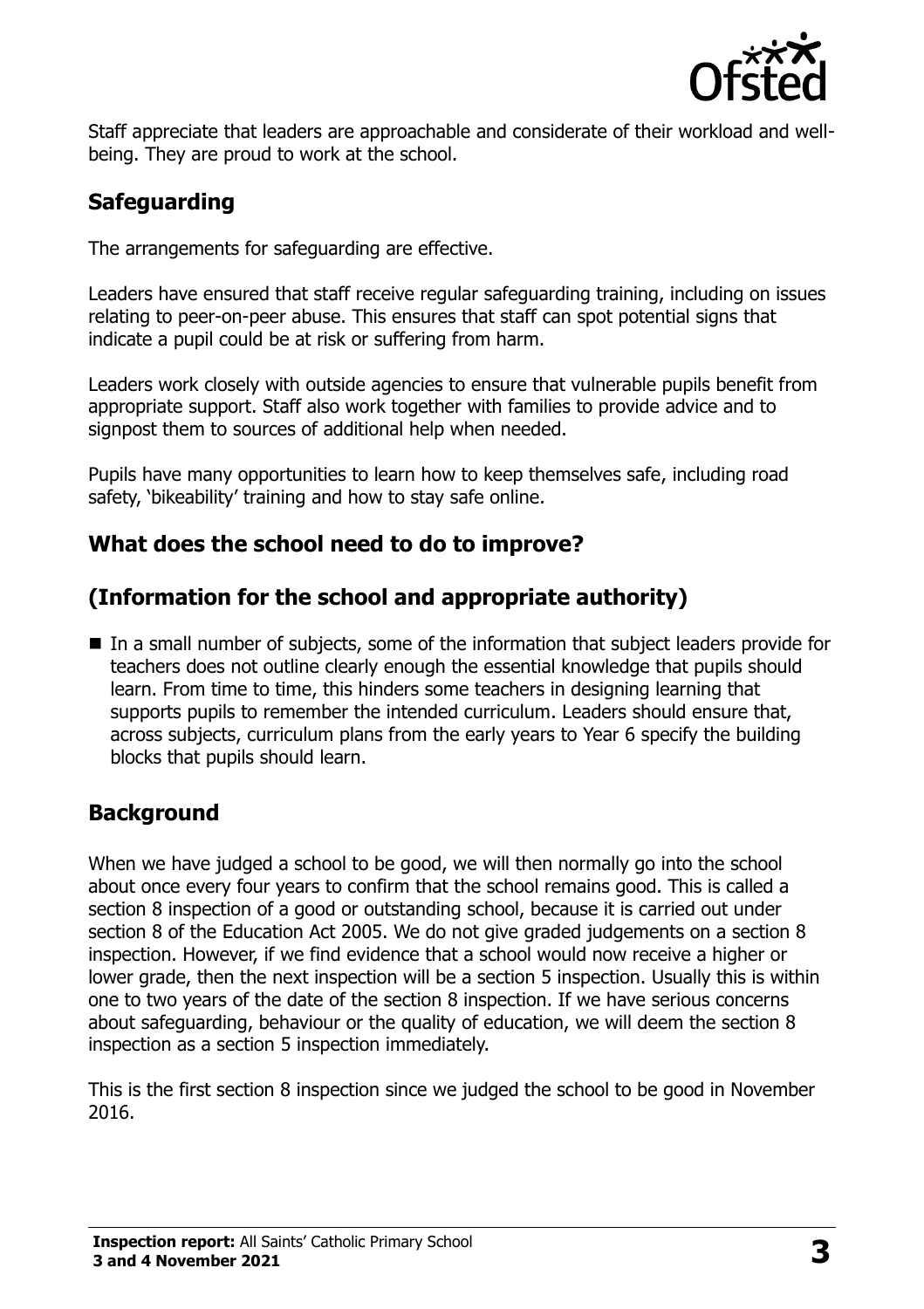Staff appreciate that leaders are approachable and considerate of their workload and well-being. They are proud to work at the school.

## Safeguarding

The arrangements for safeguarding are effective.

Leaders have ensured that staff receive regular safeguarding training, including on issues relating to peer-on-peer abuse. This ensures that staff can spot potential signs that indicate a pupil could be at risk or suffering from harm.

Leaders work closely with outside agencies to ensure that vulnerable pupils benefit from appropriate support. Staff also work together with families to provide advice and to signpost them to sources of additional help when needed.

Pupils have many opportunities to learn how to keep themselves safe, including road safety, 'bikeability' training and how to stay safe online.

## What does the school need to do to improve?

## (Information for the school and appropriate authority)

- In a small number of subjects, some of the information that subject leaders provide for teachers does not outline clearly enough the essential knowledge that pupils should learn. From time to time, this hinders some teachers in designing learning that supports pupils to remember the intended curriculum. Leaders should ensure that, across subjects, curriculum plans from the early years to Year 6 specify the building blocks that pupils should learn.

## Background

When we have judged a school to be good, we will then normally go into the school about once every four years to confirm that the school remains good. This is called a section 8 inspection of a good or outstanding school, because it is carried out under section 8 of the Education Act 2005. We do not give graded judgements on a section 8 inspection. However, if we find evidence that a school would now receive a higher or lower grade, then the next inspection will be a section 5 inspection. Usually this is within one to two years of the date of the section 8 inspection. If we have serious concerns about safeguarding, behaviour or the quality of education, we will deem the section 8 inspection as a section 5 inspection immediately.

This is the first section 8 inspection since we judged the school to be good in November 2016.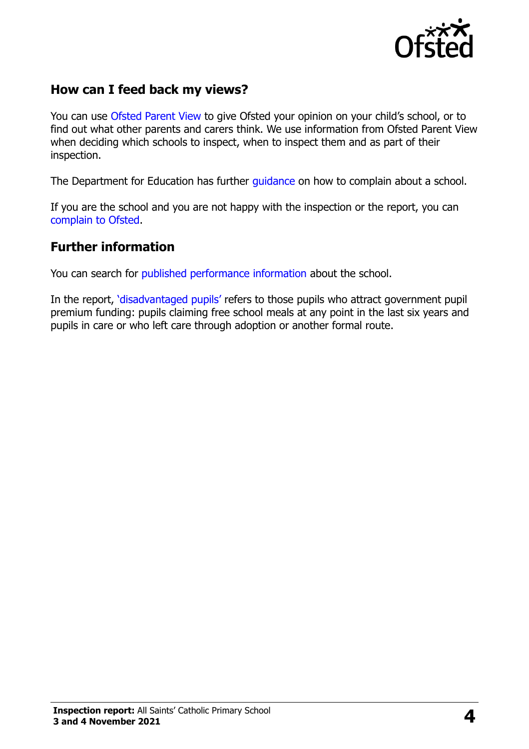## How can I feed back my views?

You can use Ofsted Parent View to give Ofsted your opinion on your child's school, or to find out what other parents and carers think. We use information from Ofsted Parent View when deciding which schools to inspect, when to inspect them and as part of their inspection.

The Department for Education has further guidance on how to complain about a school.

If you are the school and you are not happy with the inspection or the report, you can complain to Ofsted.

## Further information

You can search for published performance information about the school.

In the report, 'disadvantaged pupils' refers to those pupils who attract government pupil premium funding: pupils claiming free school meals at any point in the last six years and pupils in care or who left care through adoption or another formal route.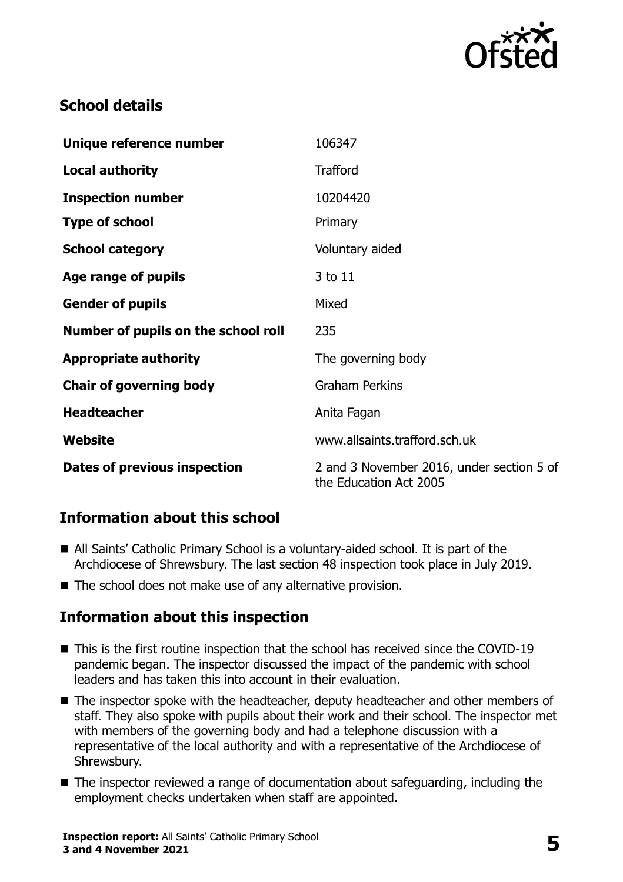## School details

| | |
|---|---|
| **Unique reference number** | 106347 |
| **Local authority** | Trafford |
| **Inspection number** | 10204420 |
| **Type of school** | Primary |
| **School category** | Voluntary aided |
| **Age range of pupils** | 3 to 11 |
| **Gender of pupils** | Mixed |
| **Number of pupils on the school roll** | 235 |
| **Appropriate authority** | The governing body |
| **Chair of governing body** | Graham Perkins |
| **Headteacher** | Anita Fagan |
| **Website** | www.allsaints.trafford.sch.uk |
| **Dates of previous inspection** | 2 and 3 November 2016, under section 5 of the Education Act 2005 |

## Information about this school

- All Saints' Catholic Primary School is a voluntary-aided school. It is part of the Archdiocese of Shrewsbury. The last section 48 inspection took place in July 2019.
- The school does not make use of any alternative provision.

## Information about this inspection

- This is the first routine inspection that the school has received since the COVID-19 pandemic began. The inspector discussed the impact of the pandemic with school leaders and has taken this into account in their evaluation.
- The inspector spoke with the headteacher, deputy headteacher and other members of staff. They also spoke with pupils about their work and their school. The inspector met with members of the governing body and had a telephone discussion with a representative of the local authority and with a representative of the Archdiocese of Shrewsbury.
- The inspector reviewed a range of documentation about safeguarding, including the employment checks undertaken when staff are appointed.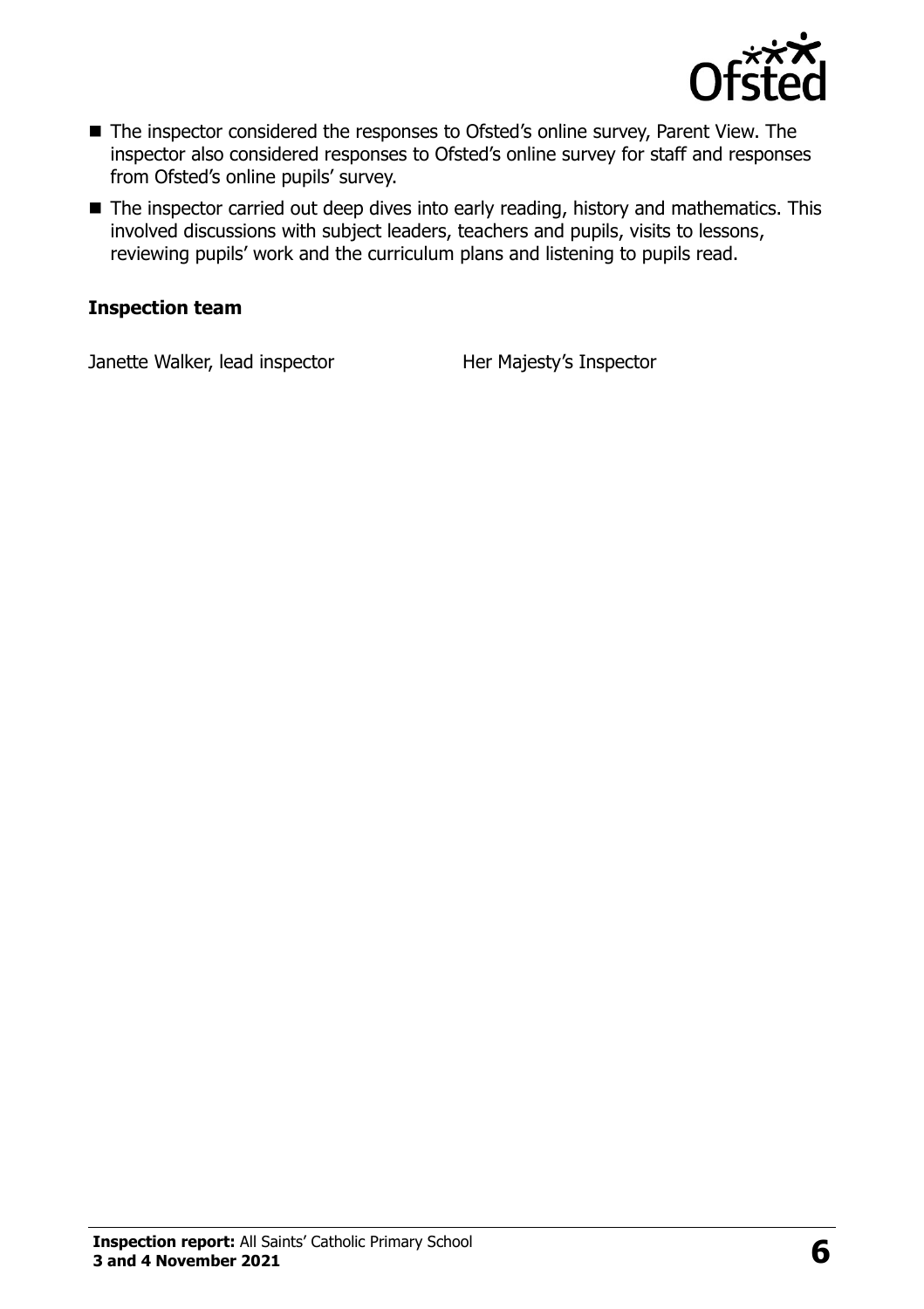- The inspector considered the responses to Ofsted's online survey, Parent View. The inspector also considered responses to Ofsted's online survey for staff and responses from Ofsted's online pupils' survey.
- The inspector carried out deep dives into early reading, history and mathematics. This involved discussions with subject leaders, teachers and pupils, visits to lessons, reviewing pupils' work and the curriculum plans and listening to pupils read.

### Inspection team

| | |
|---|---|
| Janette Walker, lead inspector | Her Majesty's Inspector |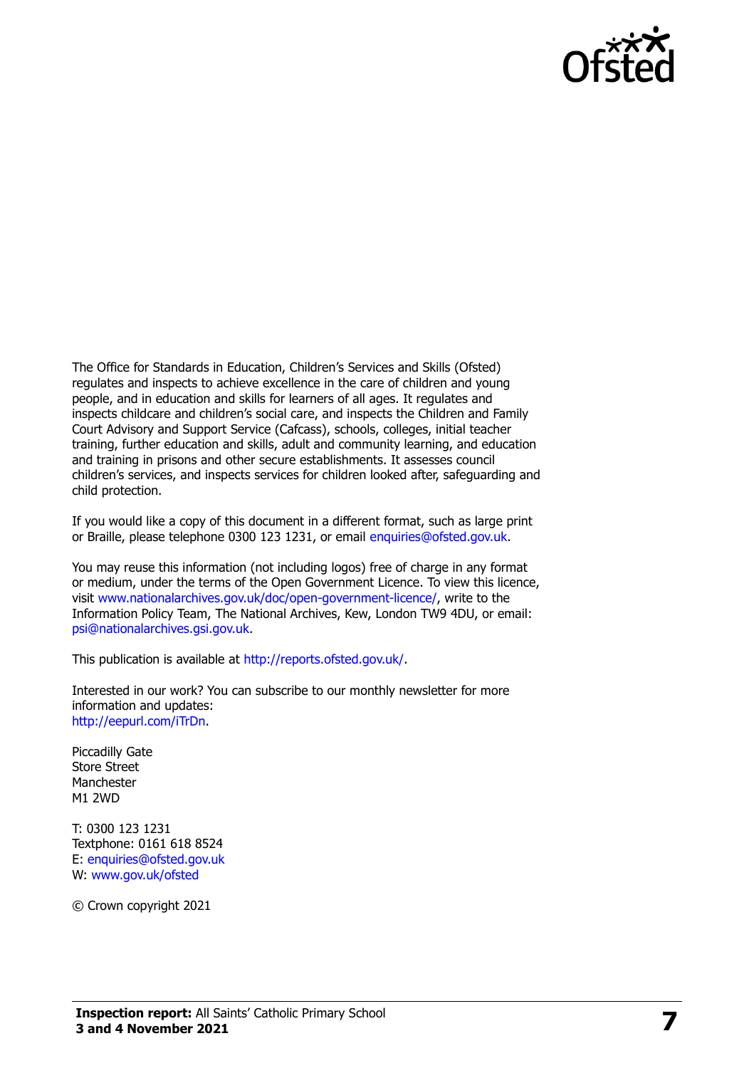The Office for Standards in Education, Children's Services and Skills (Ofsted) regulates and inspects to achieve excellence in the care of children and young people, and in education and skills for learners of all ages. It regulates and inspects childcare and children's social care, and inspects the Children and Family Court Advisory and Support Service (Cafcass), schools, colleges, initial teacher training, further education and skills, adult and community learning, and education and training in prisons and other secure establishments. It assesses council children's services, and inspects services for children looked after, safeguarding and child protection.

If you would like a copy of this document in a different format, such as large print or Braille, please telephone 0300 123 1231, or email enquiries@ofsted.gov.uk.

You may reuse this information (not including logos) free of charge in any format or medium, under the terms of the Open Government Licence. To view this licence, visit www.nationalarchives.gov.uk/doc/open-government-licence/, write to the Information Policy Team, The National Archives, Kew, London TW9 4DU, or email: psi@nationalarchives.gsi.gov.uk.

This publication is available at http://reports.ofsted.gov.uk/.

Interested in our work? You can subscribe to our monthly newsletter for more information and updates:
http://eepurl.com/iTrDn.

Piccadilly Gate
Store Street
Manchester
M1 2WD

T: 0300 123 1231
Textphone: 0161 618 8524
E: enquiries@ofsted.gov.uk
W: www.gov.uk/ofsted

© Crown copyright 2021